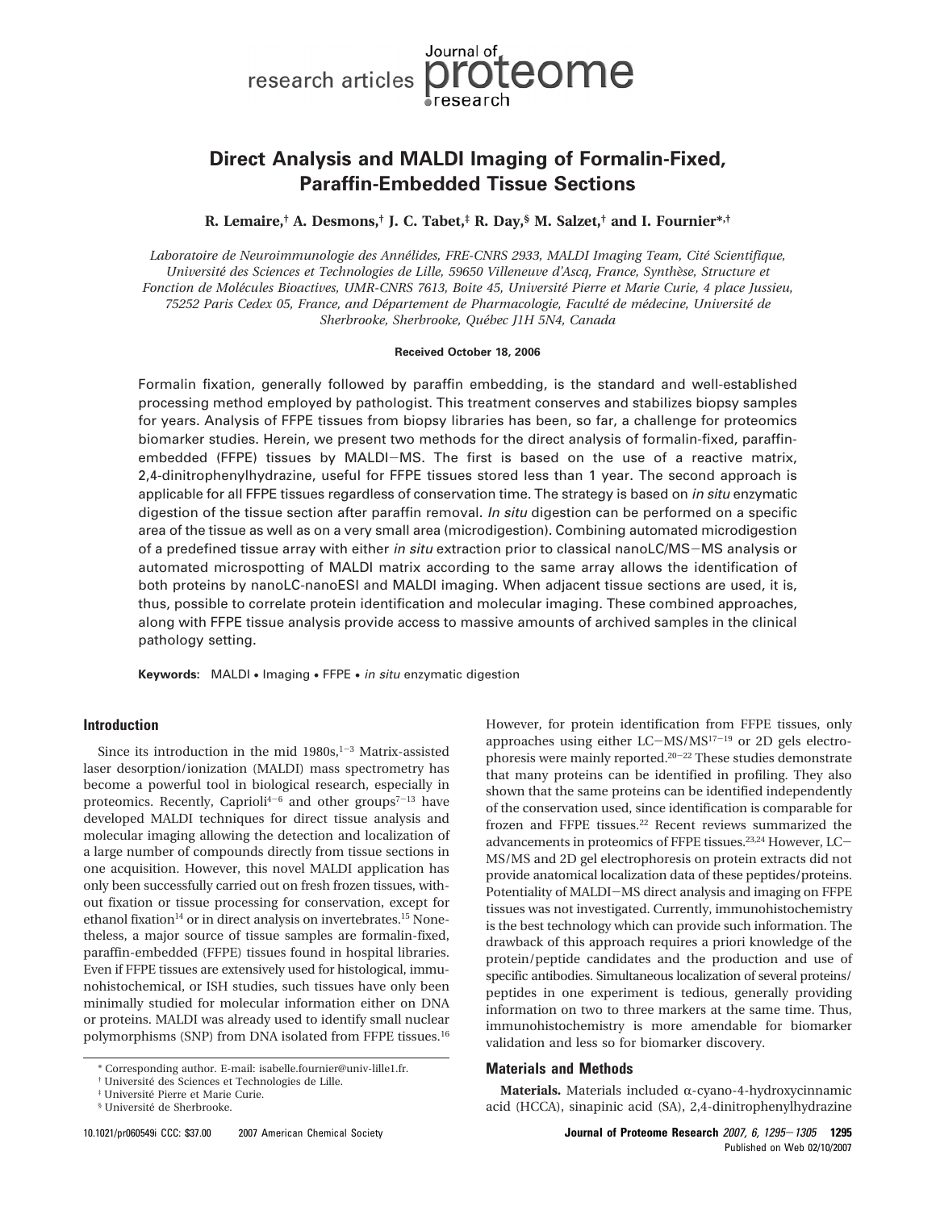# Direct Analysis and MALDI Imaging of Formalin-Fixed, Paraffin-Embedded Tissue Sections

**R. Lemaire,[†] A. Desmons,[†] J. C. Tabet,[‡] R. Day,[§] M. Salzet,[†] and I. Fournier*,[†]**

*Laboratoire de Neuroimmunologie des Annélides, FRE-CNRS 2933, MALDI Imaging Team, Cité Scientifique, Université des Sciences et Technologies de Lille, 59650 Villeneuve d'Ascq, France, Synthèse, Structure et Fonction de Molécules Bioactives, UMR-CNRS 7613, Boite 45, Université Pierre et Marie Curie, 4 place Jussieu, 75252 Paris Cedex 05, France, and Département de Pharmacologie, Faculté de médecine, Université de Sherbrooke, Sherbrooke, Québec J1H 5N4, Canada*

**Received October 18, 2006**

Formalin fixation, generally followed by paraffin embedding, is the standard and well-established processing method employed by pathologist. This treatment conserves and stabilizes biopsy samples for years. Analysis of FFPE tissues from biopsy libraries has been, so far, a challenge for proteomics biomarker studies. Herein, we present two methods for the direct analysis of formalin-fixed, paraffin-embedded (FFPE) tissues by MALDI–MS. The first is based on the use of a reactive matrix, 2,4-dinitrophenylhydrazine, useful for FFPE tissues stored less than 1 year. The second approach is applicable for all FFPE tissues regardless of conservation time. The strategy is based on *in situ* enzymatic digestion of the tissue section after paraffin removal. *In situ* digestion can be performed on a specific area of the tissue as well as on a very small area (microdigestion). Combining automated microdigestion of a predefined tissue array with either *in situ* extraction prior to classical nanoLC/MS–MS analysis or automated microspotting of MALDI matrix according to the same array allows the identification of both proteins by nanoLC-nanoESI and MALDI imaging. When adjacent tissue sections are used, it is, thus, possible to correlate protein identification and molecular imaging. These combined approaches, along with FFPE tissue analysis provide access to massive amounts of archived samples in the clinical pathology setting.

**Keywords:** MALDI • Imaging • FFPE • *in situ* enzymatic digestion

## Introduction

Since its introduction in the mid 1980s,[1–3] Matrix-assisted laser desorption/ionization (MALDI) mass spectrometry has become a powerful tool in biological research, especially in proteomics. Recently, Caprioli[4–6] and other groups[7–13] have developed MALDI techniques for direct tissue analysis and molecular imaging allowing the detection and localization of a large number of compounds directly from tissue sections in one acquisition. However, this novel MALDI application has only been successfully carried out on fresh frozen tissues, without fixation or tissue processing for conservation, except for ethanol fixation[14] or in direct analysis on invertebrates.[15] Nonetheless, a major source of tissue samples are formalin-fixed, paraffin-embedded (FFPE) tissues found in hospital libraries. Even if FFPE tissues are extensively used for histological, immunohistochemical, or ISH studies, such tissues have only been minimally studied for molecular information either on DNA or proteins. MALDI was already used to identify small nuclear polymorphisms (SNP) from DNA isolated from FFPE tissues.[16] However, for protein identification from FFPE tissues, only approaches using either LC–MS/MS[17–19] or 2D gels electrophoresis were mainly reported.[20–22] These studies demonstrate that many proteins can be identified in profiling. They also shown that the same proteins can be identified independently of the conservation used, since identification is comparable for frozen and FFPE tissues.[22] Recent reviews summarized the advancements in proteomics of FFPE tissues.[23,24] However, LC–MS/MS and 2D gel electrophoresis on protein extracts did not provide anatomical localization data of these peptides/proteins. Potentiality of MALDI–MS direct analysis and imaging on FFPE tissues was not investigated. Currently, immunohistochemistry is the best technology which can provide such information. The drawback of this approach requires a priori knowledge of the protein/peptide candidates and the production and use of specific antibodies. Simultaneous localization of several proteins/peptides in one experiment is tedious, generally providing information on two to three markers at the same time. Thus, immunohistochemistry is more amendable for biomarker validation and less so for biomarker discovery.

## Materials and Methods

**Materials.** Materials included α-cyano-4-hydroxycinnamic acid (HCCA), sinapinic acid (SA), 2,4-dinitrophenylhydrazine

\* Corresponding author. E-mail: isabelle.fournier@univ-lille1.fr.
† Université des Sciences et Technologies de Lille.
‡ Université Pierre et Marie Curie.
§ Université de Sherbrooke.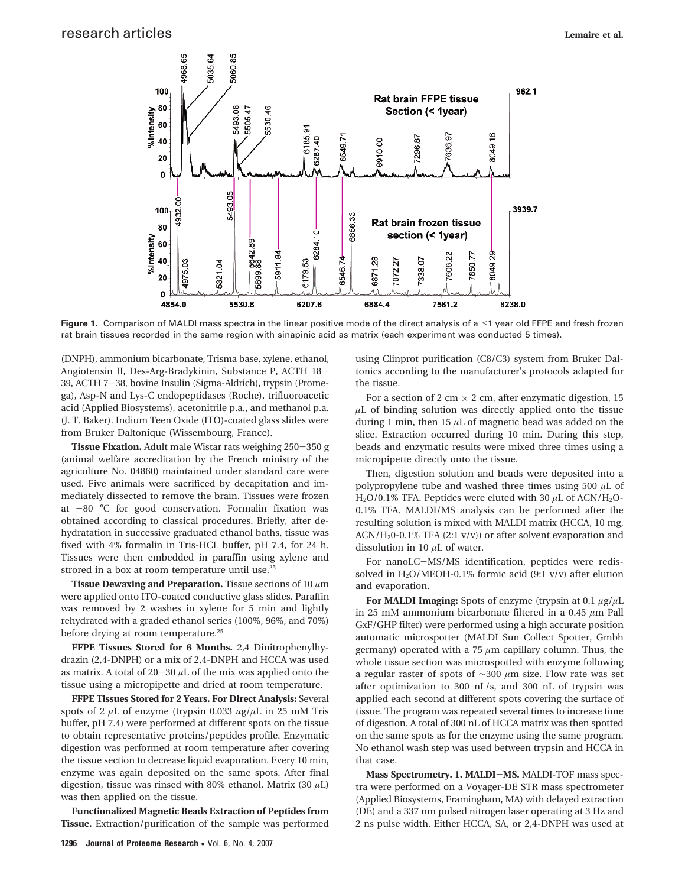**Figure 1.** Comparison of MALDI mass spectra in the linear positive mode of the direct analysis of a <1 year old FFPE and fresh frozen rat brain tissues recorded in the same region with sinapinic acid as matrix (each experiment was conducted 5 times).

(DNPH), ammonium bicarbonate, Trisma base, xylene, ethanol, Angiotensin II, Des-Arg-Bradykinin, Substance P, ACTH 18–39, ACTH 7–38, bovine Insulin (Sigma-Aldrich), trypsin (Promega), Asp-N and Lys-C endopeptidases (Roche), trifluoroacetic acid (Applied Biosystems), acetonitrile p.a., and methanol p.a. (J. T. Baker). Indium Teen Oxide (ITO)-coated glass slides were from Bruker Daltonique (Wissembourg, France).

**Tissue Fixation.** Adult male Wistar rats weighing 250–350 g (animal welfare accreditation by the French ministry of the agriculture No. 04860) maintained under standard care were used. Five animals were sacrificed by decapitation and immediately dissected to remove the brain. Tissues were frozen at −80 °C for good conservation. Formalin fixation was obtained according to classical procedures. Briefly, after dehydratation in successive graduated ethanol baths, tissue was fixed with 4% formalin in Tris-HCL buffer, pH 7.4, for 24 h. Tissues were then embedded in paraffin using xylene and strored in a box at room temperature until use.[25]

**Tissue Dewaxing and Preparation.** Tissue sections of 10 $\mu$m were applied onto ITO-coated conductive glass slides. Paraffin was removed by 2 washes in xylene for 5 min and lightly rehydrated with a graded ethanol series (100%, 96%, and 70%) before drying at room temperature.[25]

**FFPE Tissues Stored for 6 Months.** 2,4 Dinitrophenylhydrazin (2,4-DNPH) or a mix of 2,4-DNPH and HCCA was used as matrix. A total of 20–30 $\mu$L of the mix was applied onto the tissue using a micropipette and dried at room temperature.

**FFPE Tissues Stored for 2 Years. For Direct Analysis:** Several spots of 2 $\mu$L of enzyme (trypsin 0.033 $\mu$g/$\mu$L in 25 mM Tris buffer, pH 7.4) were performed at different spots on the tissue to obtain representative proteins/peptides profile. Enzymatic digestion was performed at room temperature after covering the tissue section to decrease liquid evaporation. Every 10 min, enzyme was again deposited on the same spots. After final digestion, tissue was rinsed with 80% ethanol. Matrix (30 $\mu$L) was then applied on the tissue.

**Functionalized Magnetic Beads Extraction of Peptides from Tissue.** Extraction/purification of the sample was performed using Clinprot purification (C8/C3) system from Bruker Daltonics according to the manufacturer's protocols adapted for the tissue.

For a section of 2 cm × 2 cm, after enzymatic digestion, 15 $\mu$L of binding solution was directly applied onto the tissue during 1 min, then 15 $\mu$L of magnetic bead was added on the slice. Extraction occurred during 10 min. During this step, beads and enzymatic results were mixed three times using a micropipette directly onto the tissue.

Then, digestion solution and beads were deposited into a polypropylene tube and washed three times using 500 $\mu$L of $H_2O$/0.1% TFA. Peptides were eluted with 30 $\mu$L of ACN/$H_2O$-0.1% TFA. MALDI/MS analysis can be performed after the resulting solution is mixed with MALDI matrix (HCCA, 10 mg, ACN/$H_2$0-0.1% TFA (2:1 v/v)) or after solvent evaporation and dissolution in 10 $\mu$L of water.

For nanoLC–MS/MS identification, peptides were redissolved in $H_2O$/MEOH-0.1% formic acid (9:1 v/v) after elution and evaporation.

**For MALDI Imaging:** Spots of enzyme (trypsin at 0.1 $\mu$g/$\mu$L in 25 mM ammonium bicarbonate filtered in a 0.45 $\mu$m Pall GxF/GHP filter) were performed using a high accurate position automatic microspotter (MALDI Sun Collect Spotter, Gmbh germany) operated with a 75 $\mu$m capillary column. Thus, the whole tissue section was microspotted with enzyme following a regular raster of spots of ~300 $\mu$m size. Flow rate was set after optimization to 300 nL/s, and 300 nL of trypsin was applied each second at different spots covering the surface of tissue. The program was repeated several times to increase time of digestion. A total of 300 nL of HCCA matrix was then spotted on the same spots as for the enzyme using the same program. No ethanol wash step was used between trypsin and HCCA in that case.

**Mass Spectrometry. 1. MALDI–MS.** MALDI-TOF mass spectra were performed on a Voyager-DE STR mass spectrometer (Applied Biosystems, Framingham, MA) with delayed extraction (DE) and a 337 nm pulsed nitrogen laser operating at 3 Hz and 2 ns pulse width. Either HCCA, SA, or 2,4-DNPH was used at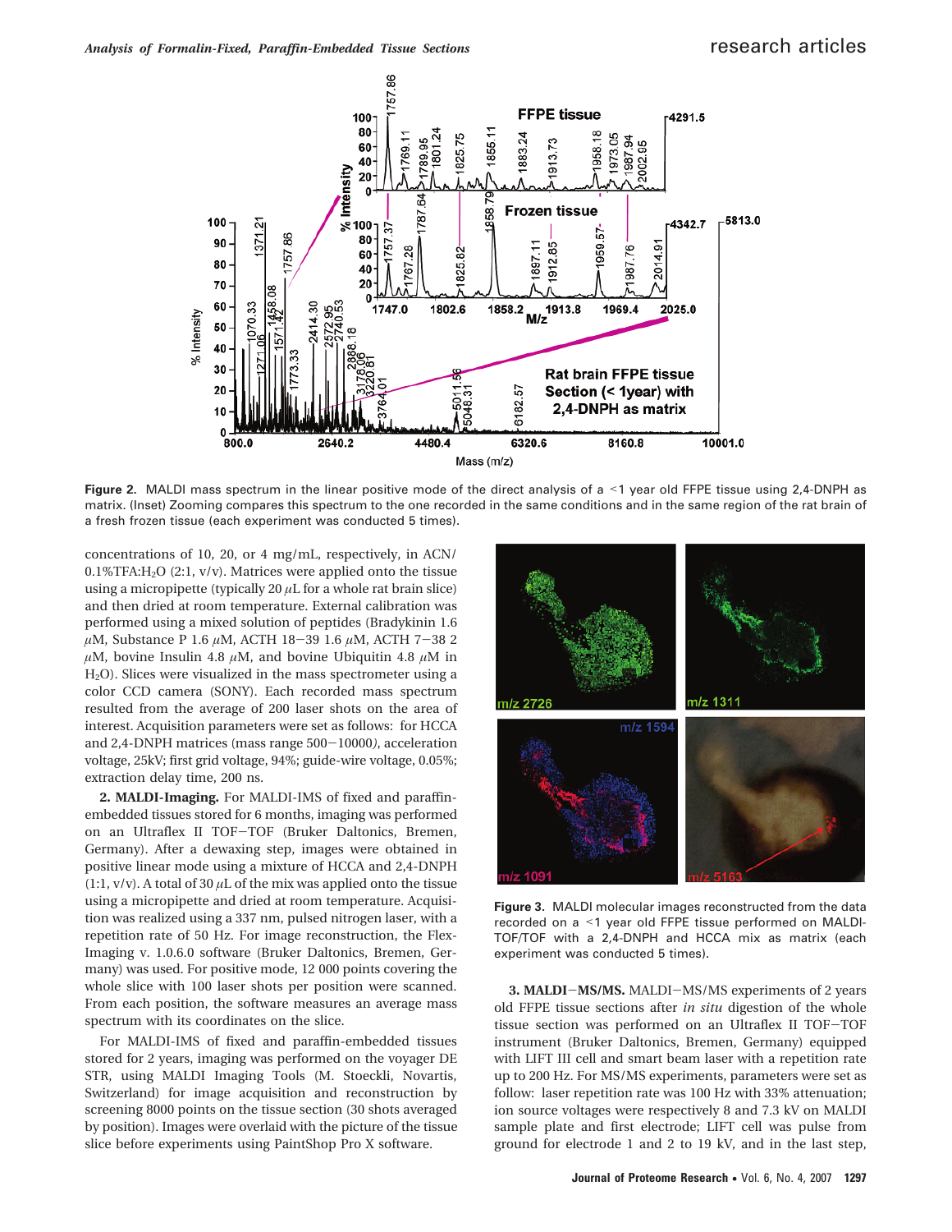Figure 2. MALDI mass spectrum in the linear positive mode of the direct analysis of a <1 year old FFPE tissue using 2,4-DNPH as matrix. (Inset) Zooming compares this spectrum to the one recorded in the same conditions and in the same region of the rat brain of a fresh frozen tissue (each experiment was conducted 5 times).

concentrations of 10, 20, or 4 mg/mL, respectively, in ACN/0.1%TFA:$H_2O$ (2:1, v/v). Matrices were applied onto the tissue using a micropipette (typically 20 $\mu$L for a whole rat brain slice) and then dried at room temperature. External calibration was performed using a mixed solution of peptides (Bradykinin 1.6 $\mu$M, Substance P 1.6 $\mu$M, ACTH 18−39 1.6 $\mu$M, ACTH 7−38 2 $\mu$M, bovine Insulin 4.8 $\mu$M, and bovine Ubiquitin 4.8 $\mu$M in $H_2O$). Slices were visualized in the mass spectrometer using a color CCD camera (SONY). Each recorded mass spectrum resulted from the average of 200 laser shots on the area of interest. Acquisition parameters were set as follows: for HCCA and 2,4-DNPH matrices (mass range 500−10000), acceleration voltage, 25kV; first grid voltage, 94%; guide-wire voltage, 0.05%; extraction delay time, 200 ns.

**2. MALDI-Imaging.** For MALDI-IMS of fixed and paraffin-embedded tissues stored for 6 months, imaging was performed on an Ultraflex II TOF−TOF (Bruker Daltonics, Bremen, Germany). After a dewaxing step, images were obtained in positive linear mode using a mixture of HCCA and 2,4-DNPH (1:1, v/v). A total of 30 $\mu$L of the mix was applied onto the tissue using a micropipette and dried at room temperature. Acquisition was realized using a 337 nm, pulsed nitrogen laser, with a repetition rate of 50 Hz. For image reconstruction, the FlexImaging v. 1.0.6.0 software (Bruker Daltonics, Bremen, Germany) was used. For positive mode, 12 000 points covering the whole slice with 100 laser shots per position were scanned. From each position, the software measures an average mass spectrum with its coordinates on the slice.

For MALDI-IMS of fixed and paraffin-embedded tissues stored for 2 years, imaging was performed on the voyager DE STR, using MALDI Imaging Tools (M. Stoeckli, Novartis, Switzerland) for image acquisition and reconstruction by screening 8000 points on the tissue section (30 shots averaged by position). Images were overlaid with the picture of the tissue slice before experiments using PaintShop Pro X software.

Figure 3. MALDI molecular images reconstructed from the data recorded on a <1 year old FFPE tissue performed on MALDI-TOF/TOF with a 2,4-DNPH and HCCA mix as matrix (each experiment was conducted 5 times).

**3. MALDI−MS/MS.** MALDI−MS/MS experiments of 2 years old FFPE tissue sections after *in situ* digestion of the whole tissue section was performed on an Ultraflex II TOF−TOF instrument (Bruker Daltonics, Bremen, Germany) equipped with LIFT III cell and smart beam laser with a repetition rate up to 200 Hz. For MS/MS experiments, parameters were set as follow: laser repetition rate was 100 Hz with 33% attenuation; ion source voltages were respectively 8 and 7.3 kV on MALDI sample plate and first electrode; LIFT cell was pulse from ground for electrode 1 and 2 to 19 kV, and in the last step,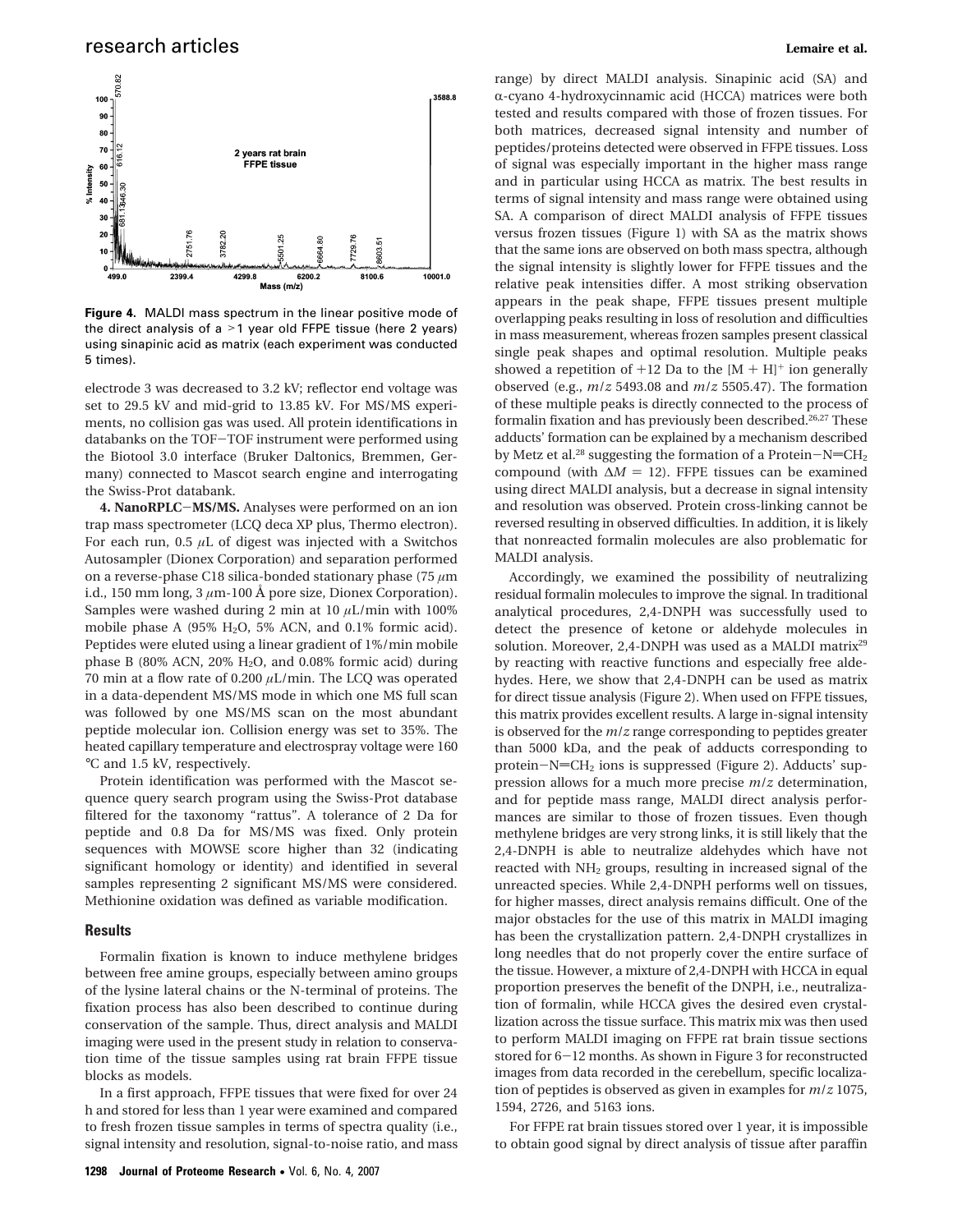Figure 4. MALDI mass spectrum in the linear positive mode of the direct analysis of a >1 year old FFPE tissue (here 2 years) using sinapinic acid as matrix (each experiment was conducted 5 times).

electrode 3 was decreased to 3.2 kV; reflector end voltage was set to 29.5 kV and mid-grid to 13.85 kV. For MS/MS experiments, no collision gas was used. All protein identifications in databanks on the TOF−TOF instrument were performed using the Biotool 3.0 interface (Bruker Daltonics, Bremmen, Germany) connected to Mascot search engine and interrogating the Swiss-Prot databank.

**4. NanoRPLC−MS/MS.** Analyses were performed on an ion trap mass spectrometer (LCQ deca XP plus, Thermo electron). For each run, 0.5 $\mu$L of digest was injected with a Switchos Autosampler (Dionex Corporation) and separation performed on a reverse-phase C18 silica-bonded stationary phase (75 $\mu$m i.d., 150 mm long, 3 $\mu$m-100 Å pore size, Dionex Corporation). Samples were washed during 2 min at 10 $\mu$L/min with 100% mobile phase A (95% $H_2O$, 5% ACN, and 0.1% formic acid). Peptides were eluted using a linear gradient of 1%/min mobile phase B (80% ACN, 20% $H_2O$, and 0.08% formic acid) during 70 min at a flow rate of 0.200 $\mu$L/min. The LCQ was operated in a data-dependent MS/MS mode in which one MS full scan was followed by one MS/MS scan on the most abundant peptide molecular ion. Collision energy was set to 35%. The heated capillary temperature and electrospray voltage were 160 °C and 1.5 kV, respectively.

Protein identification was performed with the Mascot sequence query search program using the Swiss-Prot database filtered for the taxonomy "rattus". A tolerance of 2 Da for peptide and 0.8 Da for MS/MS was fixed. Only protein sequences with MOWSE score higher than 32 (indicating significant homology or identity) and identified in several samples representing 2 significant MS/MS were considered. Methionine oxidation was defined as variable modification.

## Results

Formalin fixation is known to induce methylene bridges between free amine groups, especially between amino groups of the lysine lateral chains or the N-terminal of proteins. The fixation process has also been described to continue during conservation of the sample. Thus, direct analysis and MALDI imaging were used in the present study in relation to conservation time of the tissue samples using rat brain FFPE tissue blocks as models.

In a first approach, FFPE tissues that were fixed for over 24 h and stored for less than 1 year were examined and compared to fresh frozen tissue samples in terms of spectra quality (i.e., signal intensity and resolution, signal-to-noise ratio, and mass range) by direct MALDI analysis. Sinapinic acid (SA) and α-cyano 4-hydroxycinnamic acid (HCCA) matrices were both tested and results compared with those of frozen tissues. For both matrices, decreased signal intensity and number of peptides/proteins detected were observed in FFPE tissues. Loss of signal was especially important in the higher mass range and in particular using HCCA as matrix. The best results in terms of signal intensity and mass range were obtained using SA. A comparison of direct MALDI analysis of FFPE tissues versus frozen tissues (Figure 1) with SA as the matrix shows that the same ions are observed on both mass spectra, although the signal intensity is slightly lower for FFPE tissues and the relative peak intensities differ. A most striking observation appears in the peak shape, FFPE tissues present multiple overlapping peaks resulting in loss of resolution and difficulties in mass measurement, whereas frozen samples present classical single peak shapes and optimal resolution. Multiple peaks showed a repetition of +12 Da to the $[M + H]^+$ ion generally observed (e.g., $m/z$ 5493.08 and $m/z$ 5505.47). The formation of these multiple peaks is directly connected to the process of formalin fixation and has previously been described.[26,27] These adducts' formation can be explained by a mechanism described by Metz et al.[28] suggesting the formation of a Protein−N=$CH_2$ compound (with $\Delta M = 12$). FFPE tissues can be examined using direct MALDI analysis, but a decrease in signal intensity and resolution was observed. Protein cross-linking cannot be reversed resulting in observed difficulties. In addition, it is likely that nonreacted formalin molecules are also problematic for MALDI analysis.

Accordingly, we examined the possibility of neutralizing residual formalin molecules to improve the signal. In traditional analytical procedures, 2,4-DNPH was successfully used to detect the presence of ketone or aldehyde molecules in solution. Moreover, 2,4-DNPH was used as a MALDI matrix[29] by reacting with reactive functions and especially free aldehydes. Here, we show that 2,4-DNPH can be used as matrix for direct tissue analysis (Figure 2). When used on FFPE tissues, this matrix provides excellent results. A large in-signal intensity is observed for the $m/z$ range corresponding to peptides greater than 5000 kDa, and the peak of adducts corresponding to protein−N=$CH_2$ ions is suppressed (Figure 2). Adducts' suppression allows for a much more precise $m/z$ determination, and for peptide mass range, MALDI direct analysis performances are similar to those of frozen tissues. Even though methylene bridges are very strong links, it is still likely that the 2,4-DNPH is able to neutralize aldehydes which have not reacted with $NH_2$ groups, resulting in increased signal of the unreacted species. While 2,4-DNPH performs well on tissues, for higher masses, direct analysis remains difficult. One of the major obstacles for the use of this matrix in MALDI imaging has been the crystallization pattern. 2,4-DNPH crystallizes in long needles that do not properly cover the entire surface of the tissue. However, a mixture of 2,4-DNPH with HCCA in equal proportion preserves the benefit of the DNPH, i.e., neutralization of formalin, while HCCA gives the desired even crystallization across the tissue surface. This matrix mix was then used to perform MALDI imaging on FFPE rat brain tissue sections stored for 6−12 months. As shown in Figure 3 for reconstructed images from data recorded in the cerebellum, specific localization of peptides is observed as given in examples for $m/z$ 1075, 1594, 2726, and 5163 ions.

For FFPE rat brain tissues stored over 1 year, it is impossible to obtain good signal by direct analysis of tissue after paraffin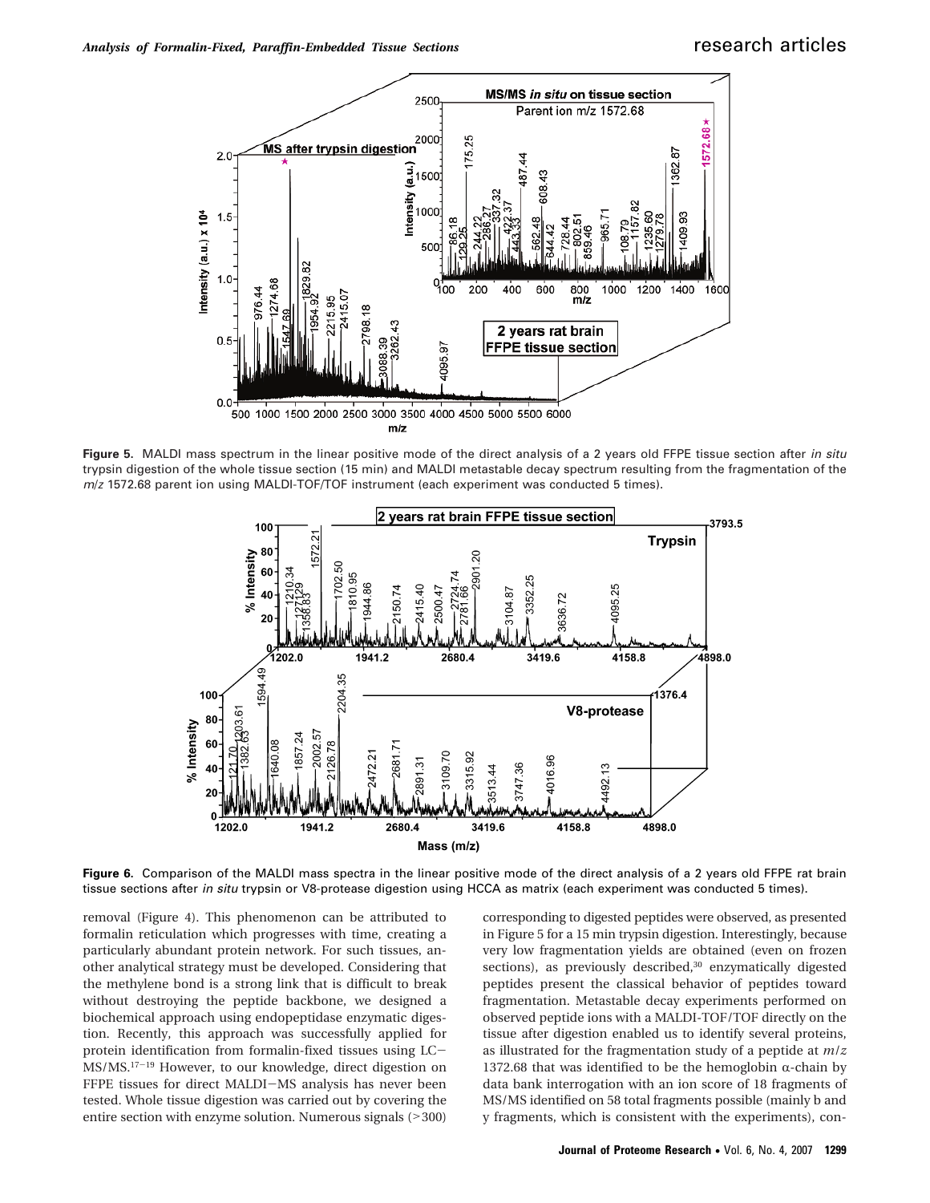**Figure 5.** MALDI mass spectrum in the linear positive mode of the direct analysis of a 2 years old FFPE tissue section after *in situ* trypsin digestion of the whole tissue section (15 min) and MALDI metastable decay spectrum resulting from the fragmentation of the $m/z$ 1572.68 parent ion using MALDI-TOF/TOF instrument (each experiment was conducted 5 times).

**Figure 6.** Comparison of the MALDI mass spectra in the linear positive mode of the direct analysis of a 2 years old FFPE rat brain tissue sections after *in situ* trypsin or V8-protease digestion using HCCA as matrix (each experiment was conducted 5 times).

removal (Figure 4). This phenomenon can be attributed to formalin reticulation which progresses with time, creating a particularly abundant protein network. For such tissues, another analytical strategy must be developed. Considering that the methylene bond is a strong link that is difficult to break without destroying the peptide backbone, we designed a biochemical approach using endopeptidase enzymatic digestion. Recently, this approach was successfully applied for protein identification from formalin-fixed tissues using LC–MS/MS.[17–19] However, to our knowledge, direct digestion on FFPE tissues for direct MALDI–MS analysis has never been tested. Whole tissue digestion was carried out by covering the entire section with enzyme solution. Numerous signals (>300) corresponding to digested peptides were observed, as presented in Figure 5 for a 15 min trypsin digestion. Interestingly, because very low fragmentation yields are obtained (even on frozen sections), as previously described,[30] enzymatically digested peptides present the classical behavior of peptides toward fragmentation. Metastable decay experiments performed on observed peptide ions with a MALDI-TOF/TOF directly on the tissue after digestion enabled us to identify several proteins, as illustrated for the fragmentation study of a peptide at $m/z$ 1372.68 that was identified to be the hemoglobin α-chain by data bank interrogation with an ion score of 18 fragments of MS/MS identified on 58 total fragments possible (mainly b and y fragments, which is consistent with the experiments), con-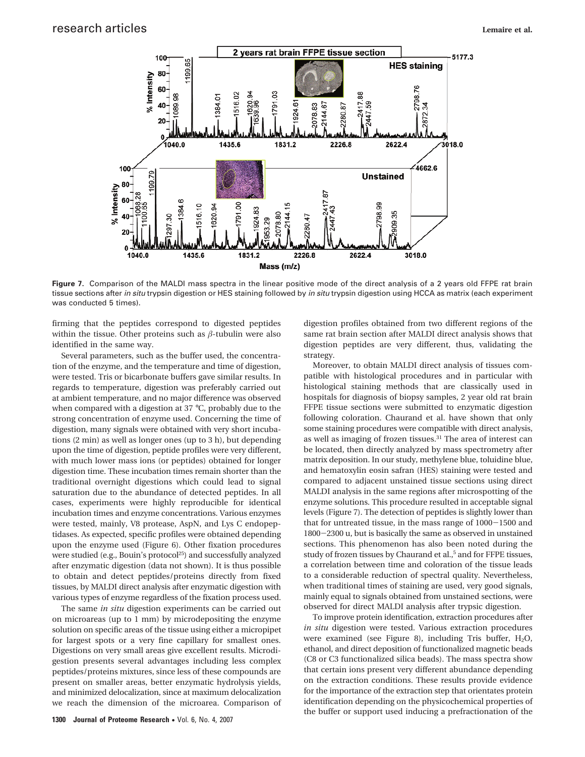**Figure 7.** Comparison of the MALDI mass spectra in the linear positive mode of the direct analysis of a 2 years old FFPE rat brain tissue sections after *in situ* trypsin digestion or HES staining followed by *in situ* trypsin digestion using HCCA as matrix (each experiment was conducted 5 times).

firming that the peptides correspond to digested peptides within the tissue. Other proteins such as $\beta$-tubulin were also identified in the same way.

Several parameters, such as the buffer used, the concentration of the enzyme, and the temperature and time of digestion, were tested. Tris or bicarbonate buffers gave similar results. In regards to temperature, digestion was preferably carried out at ambient temperature, and no major difference was observed when compared with a digestion at 37 °C, probably due to the strong concentration of enzyme used. Concerning the time of digestion, many signals were obtained with very short incubations (2 min) as well as longer ones (up to 3 h), but depending upon the time of digestion, peptide profiles were very different, with much lower mass ions (or peptides) obtained for longer digestion time. These incubation times remain shorter than the traditional overnight digestions which could lead to signal saturation due to the abundance of detected peptides. In all cases, experiments were highly reproducible for identical incubation times and enzyme concentrations. Various enzymes were tested, mainly, V8 protease, AspN, and Lys C endopeptidases. As expected, specific profiles were obtained depending upon the enzyme used (Figure 6). Other fixation procedures were studied (e.g., Bouin's protocol[25]) and successfully analyzed after enzymatic digestion (data not shown). It is thus possible to obtain and detect peptides/proteins directly from fixed tissues, by MALDI direct analysis after enzymatic digestion with various types of enzyme regardless of the fixation process used.

The same *in situ* digestion experiments can be carried out on microareas (up to 1 mm) by microdepositing the enzyme solution on specific areas of the tissue using either a micropipet for largest spots or a very fine capillary for smallest ones. Digestions on very small areas give excellent results. Microdigestion presents several advantages including less complex peptides/proteins mixtures, since less of these compounds are present on smaller areas, better enzymatic hydrolysis yields, and minimized delocalization, since at maximum delocalization we reach the dimension of the microarea. Comparison of digestion profiles obtained from two different regions of the same rat brain section after MALDI direct analysis shows that digestion peptides are very different, thus, validating the strategy.

Moreover, to obtain MALDI direct analysis of tissues compatible with histological procedures and in particular with histological staining methods that are classically used in hospitals for diagnosis of biopsy samples, 2 year old rat brain FFPE tissue sections were submitted to enzymatic digestion following coloration. Chaurand et al. have shown that only some staining procedures were compatible with direct analysis, as well as imaging of frozen tissues.[31] The area of interest can be located, then directly analyzed by mass spectrometry after matrix deposition. In our study, methylene blue, toluidine blue, and hematoxylin eosin safran (HES) staining were tested and compared to adjacent unstained tissue sections using direct MALDI analysis in the same regions after microspotting of the enzyme solutions. This procedure resulted in acceptable signal levels (Figure 7). The detection of peptides is slightly lower than that for untreated tissue, in the mass range of 1000−1500 and 1800−2300 u, but is basically the same as observed in unstained sections. This phenomenon has also been noted during the study of frozen tissues by Chaurand et al.,[5] and for FFPE tissues, a correlation between time and coloration of the tissue leads to a considerable reduction of spectral quality. Nevertheless, when traditional times of staining are used, very good signals, mainly equal to signals obtained from unstained sections, were observed for direct MALDI analysis after trypsic digestion.

To improve protein identification, extraction procedures after *in situ* digestion were tested. Various extraction procedures were examined (see Figure 8), including Tris buffer, $H_2O$, ethanol, and direct deposition of functionalized magnetic beads (C8 or C3 functionalized silica beads). The mass spectra show that certain ions present very different abundance depending on the extraction conditions. These results provide evidence for the importance of the extraction step that orientates protein identification depending on the physicochemical properties of the buffer or support used inducing a prefractionation of the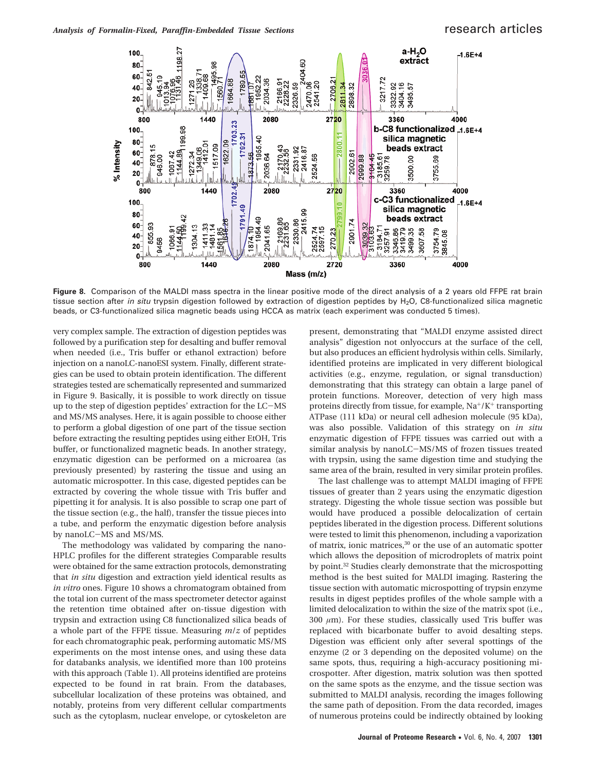a-H$_2$O extract

b-C8 functionalized silica magnetic beads extract

c-C3 functionalized silica magnetic beads extract

% Intensity

Mass (m/z)

**Figure 8.** Comparison of the MALDI mass spectra in the linear positive mode of the direct analysis of a 2 years old FFPE rat brain tissue section after *in situ* trypsin digestion followed by extraction of digestion peptides by H$_2$O, C8-functionalized silica magnetic beads, or C3-functionalized silica magnetic beads using HCCA as matrix (each experiment was conducted 5 times).

very complex sample. The extraction of digestion peptides was followed by a purification step for desalting and buffer removal when needed (i.e., Tris buffer or ethanol extraction) before injection on a nanoLC-nanoESI system. Finally, different strategies can be used to obtain protein identification. The different strategies tested are schematically represented and summarized in Figure 9. Basically, it is possible to work directly on tissue up to the step of digestion peptides' extraction for the LC–MS and MS/MS analyses. Here, it is again possible to choose either to perform a global digestion of one part of the tissue section before extracting the resulting peptides using either EtOH, Tris buffer, or functionalized magnetic beads. In another strategy, enzymatic digestion can be performed on a microarea (as previously presented) by rastering the tissue and using an automatic microspotter. In this case, digested peptides can be extracted by covering the whole tissue with Tris buffer and pipetting it for analysis. It is also possible to scrap one part of the tissue section (e.g., the half), transfer the tissue pieces into a tube, and perform the enzymatic digestion before analysis by nanoLC–MS and MS/MS.

The methodology was validated by comparing the nano-HPLC profiles for the different strategies Comparable results were obtained for the same extraction protocols, demonstrating that *in situ* digestion and extraction yield identical results as *in vitro* ones. Figure 10 shows a chromatogram obtained from the total ion current of the mass spectrometer detector against the retention time obtained after on-tissue digestion with trypsin and extraction using C8 functionalized silica beads of a whole part of the FFPE tissue. Measuring $m/z$ of peptides for each chromatographic peak, performing automatic MS/MS experiments on the most intense ones, and using these data for databanks analysis, we identified more than 100 proteins with this approach (Table 1). All proteins identified are proteins expected to be found in rat brain. From the databases, subcellular localization of these proteins was obtained, and notably, proteins from very different cellular compartments such as the cytoplasm, nuclear envelope, or cytoskeleton are present, demonstrating that "MALDI enzyme assisted direct analysis" digestion not onlyoccurs at the surface of the cell, but also produces an efficient hydrolysis within cells. Similarly, identified proteins are implicated in very different biological activities (e.g., enzyme, regulation, or signal transduction) demonstrating that this strategy can obtain a large panel of protein functions. Moreover, detection of very high mass proteins directly from tissue, for example, Na$^+$/K$^+$ transporting ATPase (111 kDa) or neural cell adhesion molecule (95 kDa), was also possible. Validation of this strategy on *in situ* enzymatic digestion of FFPE tissues was carried out with a similar analysis by nanoLC–MS/MS of frozen tissues treated with trypsin, using the same digestion time and studying the same area of the brain, resulted in very similar protein profiles.

The last challenge was to attempt MALDI imaging of FFPE tissues of greater than 2 years using the enzymatic digestion strategy. Digesting the whole tissue section was possible but would have produced a possible delocalization of certain peptides liberated in the digestion process. Different solutions were tested to limit this phenomenon, including a vaporization of matrix, ionic matrices,[30] or the use of an automatic spotter which allows the deposition of microdroplets of matrix point by point.[32] Studies clearly demonstrate that the microspotting method is the best suited for MALDI imaging. Rastering the tissue section with automatic microspotting of trypsin enzyme results in digest peptides profiles of the whole sample with a limited delocalization to within the size of the matrix spot (i.e., 300 $\mu$m). For these studies, classically used Tris buffer was replaced with bicarbonate buffer to avoid desalting steps. Digestion was efficient only after several spottings of the enzyme (2 or 3 depending on the deposited volume) on the same spots, thus, requiring a high-accuracy positioning microspotter. After digestion, matrix solution was then spotted on the same spots as the enzyme, and the tissue section was submitted to MALDI analysis, recording the images following the same path of deposition. From the data recorded, images of numerous proteins could be indirectly obtained by looking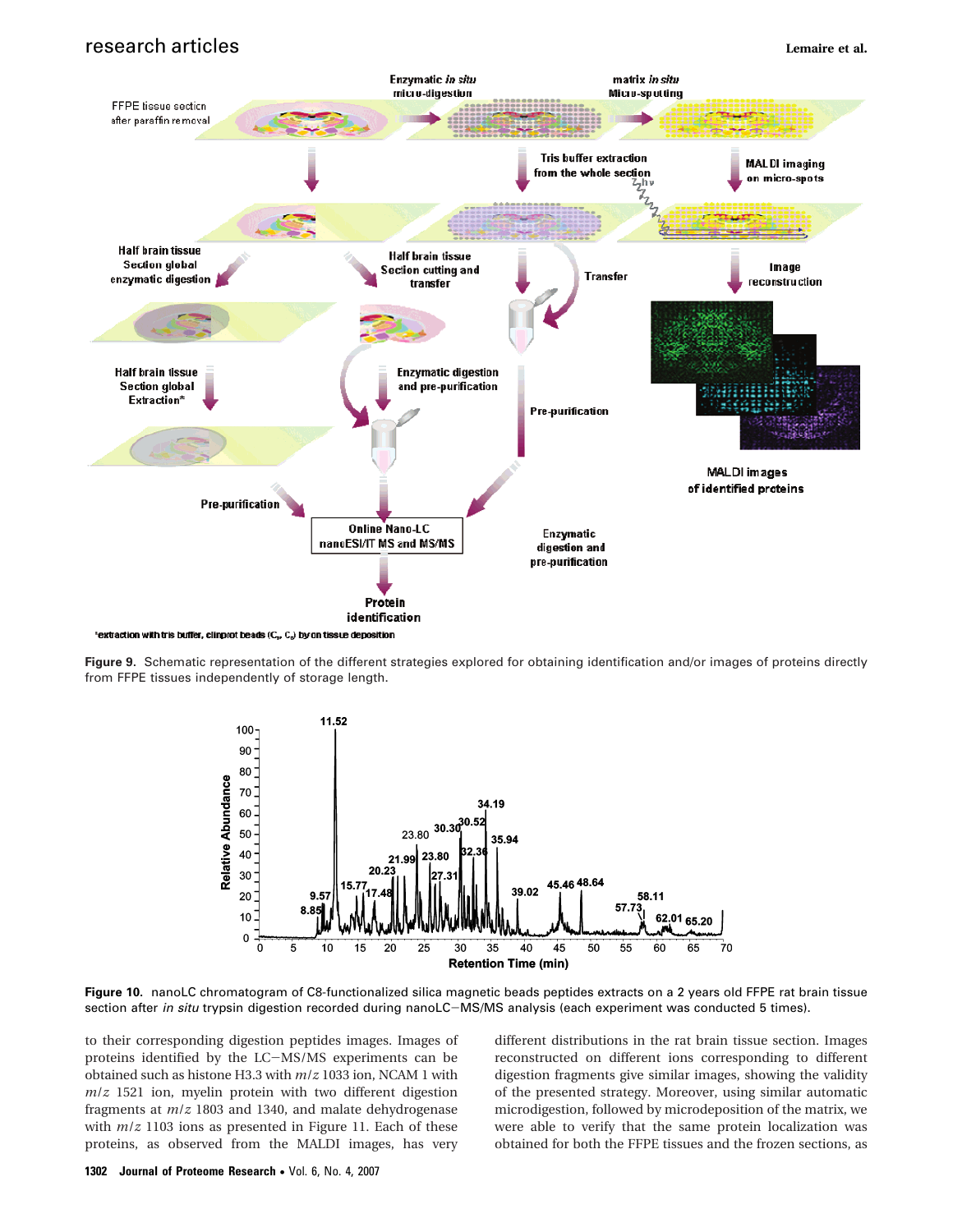*extraction with tris buffer, clinprot beads ($C_8$, $C_8$) by on tissue deposition

**Figure 9.** Schematic representation of the different strategies explored for obtaining identification and/or images of proteins directly from FFPE tissues independently of storage length.

**Figure 10.** nanoLC chromatogram of C8-functionalized silica magnetic beads peptides extracts on a 2 years old FFPE rat brain tissue section after *in situ* trypsin digestion recorded during nanoLC–MS/MS analysis (each experiment was conducted 5 times).

to their corresponding digestion peptides images. Images of proteins identified by the LC–MS/MS experiments can be obtained such as histone H3.3 with $m/z$ 1033 ion, NCAM 1 with $m/z$ 1521 ion, myelin protein with two different digestion fragments at $m/z$ 1803 and 1340, and malate dehydrogenase with $m/z$ 1103 ions as presented in Figure 11. Each of these proteins, as observed from the MALDI images, has very different distributions in the rat brain tissue section. Images reconstructed on different ions corresponding to different digestion fragments give similar images, showing the validity of the presented strategy. Moreover, using similar automatic microdigestion, followed by microdeposition of the matrix, we were able to verify that the same protein localization was obtained for both the FFPE tissues and the frozen sections, as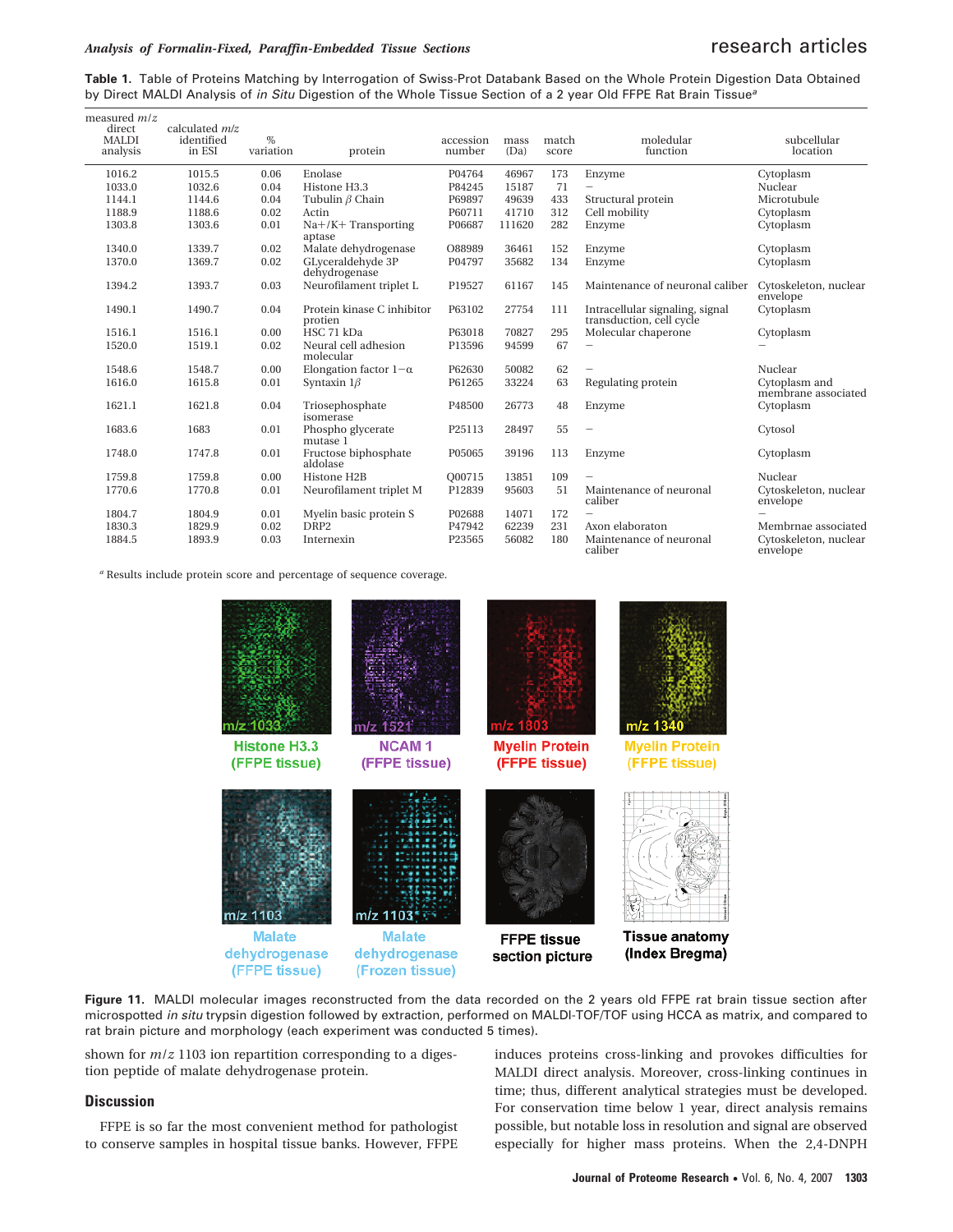**Table 1.** Table of Proteins Matching by Interrogation of Swiss-Prot Databank Based on the Whole Protein Digestion Data Obtained by Direct MALDI Analysis of *in Situ* Digestion of the Whole Tissue Section of a 2 year Old FFPE Rat Brain Tissue[a]

| measured m/z direct MALDI analysis | calculated m/z identified in ESI | % variation | protein | accession number | mass (Da) | match score | moledular function | subcellular location |
|---|---|---|---|---|---|---|---|---|
| 1016.2 | 1015.5 | 0.06 | Enolase | P04764 | 46967 | 173 | Enzyme | Cytoplasm |
| 1033.0 | 1032.6 | 0.04 | Histone H3.3 | P84245 | 15187 | 71 | – | Nuclear |
| 1144.1 | 1144.6 | 0.04 | Tubulin β Chain | P69897 | 49639 | 433 | Structural protein | Microtubule |
| 1188.9 | 1188.6 | 0.02 | Actin | P60711 | 41710 | 312 | Cell mobility | Cytoplasm |
| 1303.8 | 1303.6 | 0.01 | Na+/K+ Transporting aptase | P06687 | 111620 | 282 | Enzyme | Cytoplasm |
| 1340.0 | 1339.7 | 0.02 | Malate dehydrogenase | O88989 | 36461 | 152 | Enzyme | Cytoplasm |
| 1370.0 | 1369.7 | 0.02 | GLyceraldehyde 3P dehydrogenase | P04797 | 35682 | 134 | Enzyme | Cytoplasm |
| 1394.2 | 1393.7 | 0.03 | Neurofilament triplet L | P19527 | 61167 | 145 | Maintenance of neuronal caliber | Cytoskeleton, nuclear envelope |
| 1490.1 | 1490.7 | 0.04 | Protein kinase C inhibitor protien | P63102 | 27754 | 111 | Intracellular signaling, signal transduction, cell cycle | Cytoplasm |
| 1516.1 | 1516.1 | 0.00 | HSC 71 kDa | P63018 | 70827 | 295 | Molecular chaperone | Cytoplasm |
| 1520.0 | 1519.1 | 0.02 | Neural cell adhesion molecular | P13596 | 94599 | 67 | – | – |
| 1548.6 | 1548.7 | 0.00 | Elongation factor 1−α | P62630 | 50082 | 62 | – | Nuclear |
| 1616.0 | 1615.8 | 0.01 | Syntaxin 1β | P61265 | 33224 | 63 | Regulating protein | Cytoplasm and membrane associated |
| 1621.1 | 1621.8 | 0.04 | Triosephosphate isomerase | P48500 | 26773 | 48 | Enzyme | Cytoplasm |
| 1683.6 | 1683 | 0.01 | Phospho glycerate mutase 1 | P25113 | 28497 | 55 | – | Cytosol |
| 1748.0 | 1747.8 | 0.01 | Fructose biphosphate aldolase | P05065 | 39196 | 113 | Enzyme | Cytoplasm |
| 1759.8 | 1759.8 | 0.00 | Histone H2B | Q00715 | 13851 | 109 | – | Nuclear |
| 1770.6 | 1770.8 | 0.01 | Neurofilament triplet M | P12839 | 95603 | 51 | Maintenance of neuronal caliber | Cytoskeleton, nuclear envelope |
| 1804.7 | 1804.9 | 0.01 | Myelin basic protein S | P02688 | 14071 | 172 | – | – |
| 1830.3 | 1829.9 | 0.02 | DRP2 | P47942 | 62239 | 231 | Axon elaboraton | Membrnae associated |
| 1884.5 | 1893.9 | 0.03 | Internexin | P23565 | 56082 | 180 | Maintenance of neuronal caliber | Cytoskeleton, nuclear envelope |

[a] Results include protein score and percentage of sequence coverage.

**Figure 11.** MALDI molecular images reconstructed from the data recorded on the 2 years old FFPE rat brain tissue section after microspotted *in situ* trypsin digestion followed by extraction, performed on MALDI-TOF/TOF using HCCA as matrix, and compared to rat brain picture and morphology (each experiment was conducted 5 times).

shown for $m/z$ 1103 ion repartition corresponding to a digestion peptide of malate dehydrogenase protein.

## Discussion

FFPE is so far the most convenient method for pathologist to conserve samples in hospital tissue banks. However, FFPE induces proteins cross-linking and provokes difficulties for MALDI direct analysis. Moreover, cross-linking continues in time; thus, different analytical strategies must be developed. For conservation time below 1 year, direct analysis remains possible, but notable loss in resolution and signal are observed especially for higher mass proteins. When the 2,4-DNPH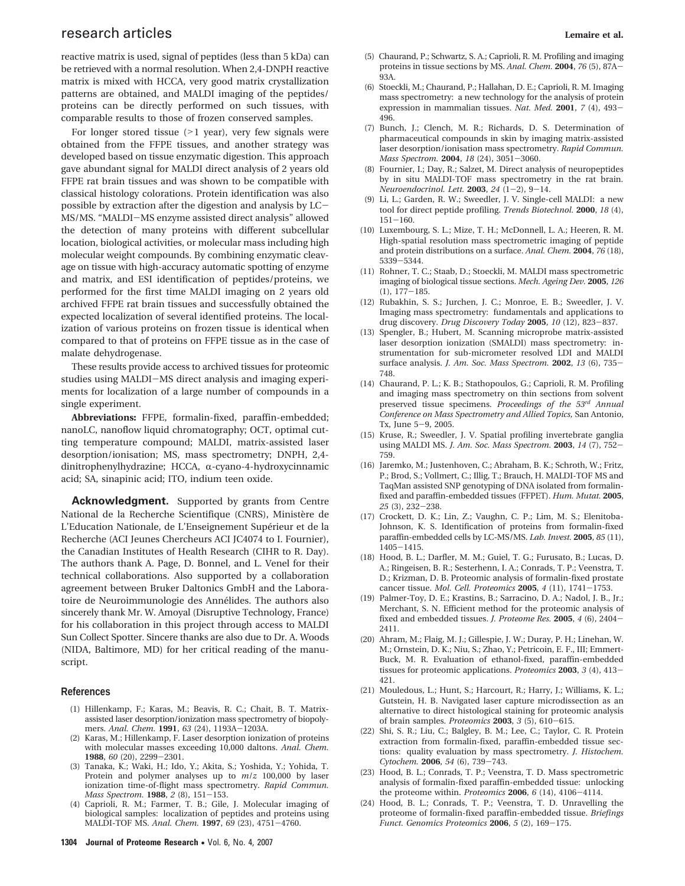reactive matrix is used, signal of peptides (less than 5 kDa) can be retrieved with a normal resolution. When 2,4-DNPH reactive matrix is mixed with HCCA, very good matrix crystallization patterns are obtained, and MALDI imaging of the peptides/proteins can be directly performed on such tissues, with comparable results to those of frozen conserved samples.

For longer stored tissue (>1 year), very few signals were obtained from the FFPE tissues, and another strategy was developed based on tissue enzymatic digestion. This approach gave abundant signal for MALDI direct analysis of 2 years old FFPE rat brain tissues and was shown to be compatible with classical histology colorations. Protein identification was also possible by extraction after the digestion and analysis by LC–MS/MS. "MALDI–MS enzyme assisted direct analysis" allowed the detection of many proteins with different subcellular location, biological activities, or molecular mass including high molecular weight compounds. By combining enzymatic cleavage on tissue with high-accuracy automatic spotting of enzyme and matrix, and ESI identification of peptides/proteins, we performed for the first time MALDI imaging on 2 years old archived FFPE rat brain tissues and successfully obtained the expected localization of several identified proteins. The localization of various proteins on frozen tissue is identical when compared to that of proteins on FFPE tissue as in the case of malate dehydrogenase.

These results provide access to archived tissues for proteomic studies using MALDI–MS direct analysis and imaging experiments for localization of a large number of compounds in a single experiment.

**Abbreviations:** FFPE, formalin-fixed, paraffin-embedded; nanoLC, nanoflow liquid chromatography; OCT, optimal cutting temperature compound; MALDI, matrix-assisted laser desorption/ionisation; MS, mass spectrometry; DNPH, 2,4-dinitrophenylhydrazine; HCCA, α-cyano-4-hydroxycinnamic acid; SA, sinapinic acid; ITO, indium teen oxide.

**Acknowledgment.** Supported by grants from Centre National de la Recherche Scientifique (CNRS), Ministère de L'Education Nationale, de L'Enseignement Supérieur et de la Recherche (ACI Jeunes Chercheurs ACI JC4074 to I. Fournier), the Canadian Institutes of Health Research (CIHR to R. Day). The authors thank A. Page, D. Bonnel, and L. Venel for their technical collaborations. Also supported by a collaboration agreement between Bruker Daltonics GmbH and the Laboratoire de Neuroimmunologie des Annélides. The authors also sincerely thank Mr. W. Amoyal (Disruptive Technology, France) for his collaboration in this project through access to MALDI Sun Collect Spotter. Sincere thanks are also due to Dr. A. Woods (NIDA, Baltimore, MD) for her critical reading of the manuscript.

## References

(1) Hillenkamp, F.; Karas, M.; Beavis, R. C.; Chait, B. T. Matrix-assisted laser desorption/ionization mass spectrometry of biopolymers. *Anal. Chem.* **1991**, *63* (24), 1193A–1203A.

(2) Karas, M.; Hillenkamp, F. Laser desorption ionization of proteins with molecular masses exceeding 10,000 daltons. *Anal. Chem.* **1988**, *60* (20), 2299–2301.

(3) Tanaka, K.; Waki, H.; Ido, Y.; Akita, S.; Yoshida, Y.; Yohida, T. Protein and polymer analyses up to $m/z$ 100,000 by laser ionization time-of-flight mass spectrometry. *Rapid Commun. Mass Spectrom.* **1988**, *2* (8), 151–153.

(4) Caprioli, R. M.; Farmer, T. B.; Gile, J. Molecular imaging of biological samples: localization of peptides and proteins using MALDI-TOF MS. *Anal. Chem.* **1997**, *69* (23), 4751–4760.

(5) Chaurand, P.; Schwartz, S. A.; Caprioli, R. M. Profiling and imaging proteins in tissue sections by MS. *Anal. Chem.* **2004**, *76* (5), 87A–93A.

(6) Stoeckli, M.; Chaurand, P.; Hallahan, D. E.; Caprioli, R. M. Imaging mass spectrometry: a new technology for the analysis of protein expression in mammalian tissues. *Nat. Med.* **2001**, *7* (4), 493–496.

(7) Bunch, J.; Clench, M. R.; Richards, D. S. Determination of pharmaceutical compounds in skin by imaging matrix-assisted laser desorption/ionisation mass spectrometry. *Rapid Commun. Mass Spectrom.* **2004**, *18* (24), 3051–3060.

(8) Fournier, I.; Day, R.; Salzet, M. Direct analysis of neuropeptides by in situ MALDI-TOF mass spectrometry in the rat brain. *Neuroendocrinol. Lett.* **2003**, *24* (1–2), 9–14.

(9) Li, L.; Garden, R. W.; Sweedler, J. V. Single-cell MALDI: a new tool for direct peptide profiling. *Trends Biotechnol.* **2000**, *18* (4), 151–160.

(10) Luxembourg, S. L.; Mize, T. H.; McDonnell, L. A.; Heeren, R. M. High-spatial resolution mass spectrometric imaging of peptide and protein distributions on a surface. *Anal. Chem.* **2004**, *76* (18), 5339–5344.

(11) Rohner, T. C.; Staab, D.; Stoeckli, M. MALDI mass spectrometric imaging of biological tissue sections. *Mech. Ageing Dev.* **2005**, *126* (1), 177–185.

(12) Rubakhin, S. S.; Jurchen, J. C.; Monroe, E. B.; Sweedler, J. V. Imaging mass spectrometry: fundamentals and applications to drug discovery. *Drug Discovery Today* **2005**, *10* (12), 823–837.

(13) Spengler, B.; Hubert, M. Scanning microprobe matrix-assisted laser desorption ionization (SMALDI) mass spectrometry: instrumentation for sub-micrometer resolved LDI and MALDI surface analysis. *J. Am. Soc. Mass Spectrom.* **2002**, *13* (6), 735–748.

(14) Chaurand, P. L.; K. B.; Stathopoulos, G.; Caprioli, R. M. Profiling and imaging mass spectrometry on thin sections from solvent preserved tissue specimens. *Proceedings of the 53rd Annual Conference on Mass Spectrometry and Allied Topics*, San Antonio, Tx, June 5–9, 2005.

(15) Kruse, R.; Sweedler, J. V. Spatial profiling invertebrate ganglia using MALDI MS. *J. Am. Soc. Mass Spectrom.* **2003**, *14* (7), 752–759.

(16) Jaremko, M.; Justenhoven, C.; Abraham, B. K.; Schroth, W.; Fritz, P.; Brod, S.; Vollmert, C.; Illig, T.; Brauch, H. MALDI-TOF MS and TaqMan assisted SNP genotyping of DNA isolated from formalin-fixed and paraffin-embedded tissues (FFPET). *Hum. Mutat.* **2005**, *25* (3), 232–238.

(17) Crockett, D. K.; Lin, Z.; Vaughn, C. P.; Lim, M. S.; Elenitoba-Johnson, K. S. Identification of proteins from formalin-fixed paraffin-embedded cells by LC-MS/MS. *Lab. Invest.* **2005**, *85* (11), 1405–1415.

(18) Hood, B. L.; Darfler, M. M.; Guiel, T. G.; Furusato, B.; Lucas, D. A.; Ringeisen, B. R.; Sesterhenn, I. A.; Conrads, T. P.; Veenstra, T. D.; Krizman, D. B. Proteomic analysis of formalin-fixed prostate cancer tissue. *Mol. Cell. Proteomics* **2005**, *4* (11), 1741–1753.

(19) Palmer-Toy, D. E.; Krastins, B.; Sarracino, D. A.; Nadol, J. B., Jr.; Merchant, S. N. Efficient method for the proteomic analysis of fixed and embedded tissues. *J. Proteome Res.* **2005**, *4* (6), 2404–2411.

(20) Ahram, M.; Flaig, M. J.; Gillespie, J. W.; Duray, P. H.; Linehan, W. M.; Ornstein, D. K.; Niu, S.; Zhao, Y.; Petricoin, E. F., III; Emmert-Buck, M. R. Evaluation of ethanol-fixed, paraffin-embedded tissues for proteomic applications. *Proteomics* **2003**, *3* (4), 413–421.

(21) Mouledous, L.; Hunt, S.; Harcourt, R.; Harry, J.; Williams, K. L.; Gutstein, H. B. Navigated laser capture microdissection as an alternative to direct histological staining for proteomic analysis of brain samples. *Proteomics* **2003**, *3* (5), 610–615.

(22) Shi, S. R.; Liu, C.; Balgley, B. M.; Lee, C.; Taylor, C. R. Protein extraction from formalin-fixed, paraffin-embedded tissue sections: quality evaluation by mass spectrometry. *J. Histochem. Cytochem.* **2006**, *54* (6), 739–743.

(23) Hood, B. L.; Conrads, T. P.; Veenstra, T. D. Mass spectrometric analysis of formalin-fixed paraffin-embedded tissue: unlocking the proteome within. *Proteomics* **2006**, *6* (14), 4106–4114.

(24) Hood, B. L.; Conrads, T. P.; Veenstra, T. D. Unravelling the proteome of formalin-fixed paraffin-embedded tissue. *Briefings Funct. Genomics Proteomics* **2006**, *5* (2), 169–175.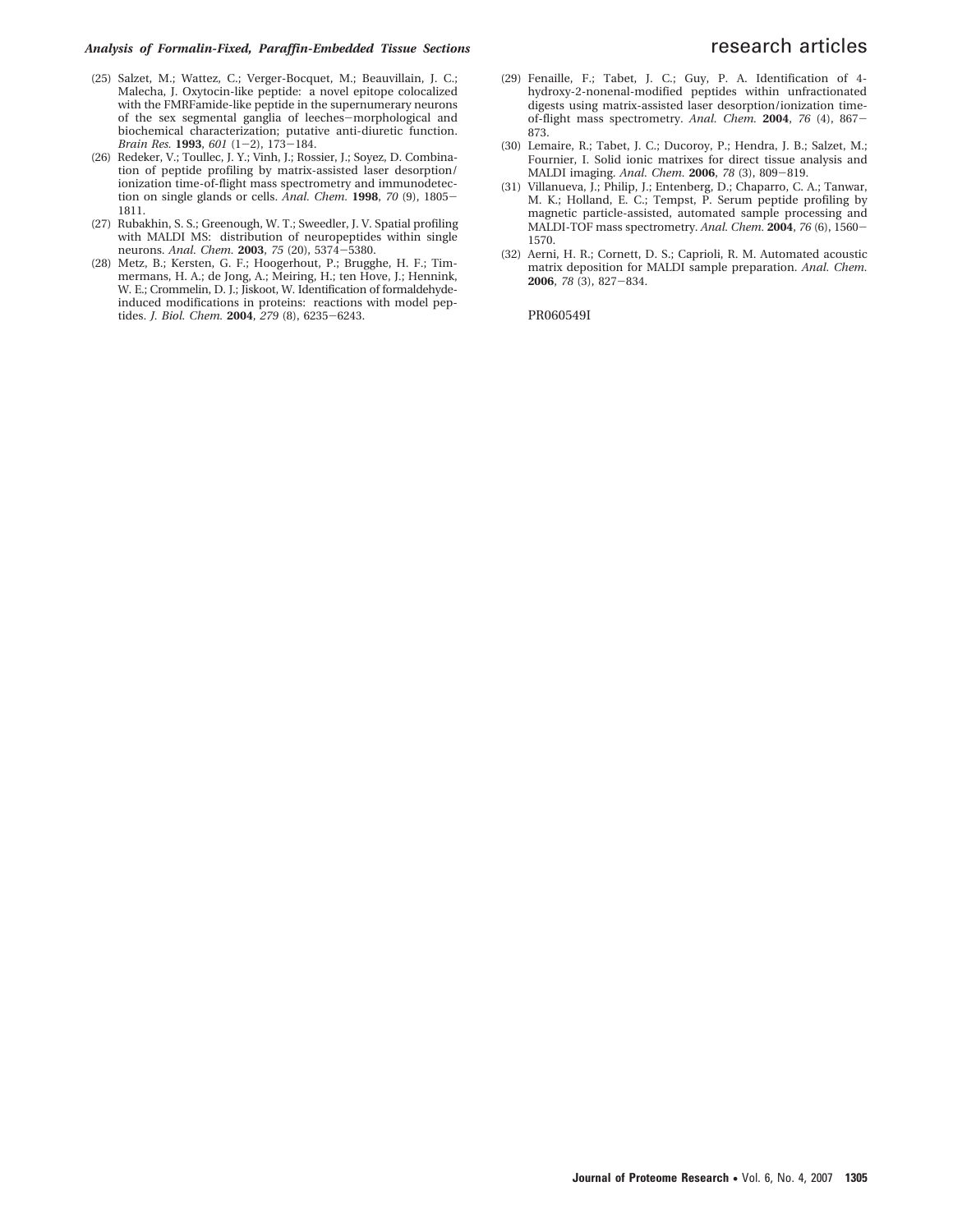(25) Salzet, M.; Wattez, C.; Verger-Bocquet, M.; Beauvillain, J. C.; Malecha, J. Oxytocin-like peptide: a novel epitope colocalized with the FMRFamide-like peptide in the supernumerary neurons of the sex segmental ganglia of leeches—morphological and biochemical characterization; putative anti-diuretic function. *Brain Res.* **1993**, *601* (1−2), 173−184.

(26) Redeker, V.; Toullec, J. Y.; Vinh, J.; Rossier, J.; Soyez, D. Combination of peptide profiling by matrix-assisted laser desorption/ionization time-of-flight mass spectrometry and immunodetection on single glands or cells. *Anal. Chem.* **1998**, *70* (9), 1805−1811.

(27) Rubakhin, S. S.; Greenough, W. T.; Sweedler, J. V. Spatial profiling with MALDI MS: distribution of neuropeptides within single neurons. *Anal. Chem.* **2003**, *75* (20), 5374−5380.

(28) Metz, B.; Kersten, G. F.; Hoogerhout, P.; Brugghe, H. F.; Timmermans, H. A.; de Jong, A.; Meiring, H.; ten Hove, J.; Hennink, W. E.; Crommelin, D. J.; Jiskoot, W. Identification of formaldehyde-induced modifications in proteins: reactions with model peptides. *J. Biol. Chem.* **2004**, *279* (8), 6235−6243.

(29) Fenaille, F.; Tabet, J. C.; Guy, P. A. Identification of 4-hydroxy-2-nonenal-modified peptides within unfractionated digests using matrix-assisted laser desorption/ionization time-of-flight mass spectrometry. *Anal. Chem.* **2004**, *76* (4), 867−873.

(30) Lemaire, R.; Tabet, J. C.; Ducoroy, P.; Hendra, J. B.; Salzet, M.; Fournier, I. Solid ionic matrixes for direct tissue analysis and MALDI imaging. *Anal. Chem.* **2006**, *78* (3), 809−819.

(31) Villanueva, J.; Philip, J.; Entenberg, D.; Chaparro, C. A.; Tanwar, M. K.; Holland, E. C.; Tempst, P. Serum peptide profiling by magnetic particle-assisted, automated sample processing and MALDI-TOF mass spectrometry. *Anal. Chem.* **2004**, *76* (6), 1560−1570.

(32) Aerni, H. R.; Cornett, D. S.; Caprioli, R. M. Automated acoustic matrix deposition for MALDI sample preparation. *Anal. Chem.* **2006**, *78* (3), 827−834.

PR060549I